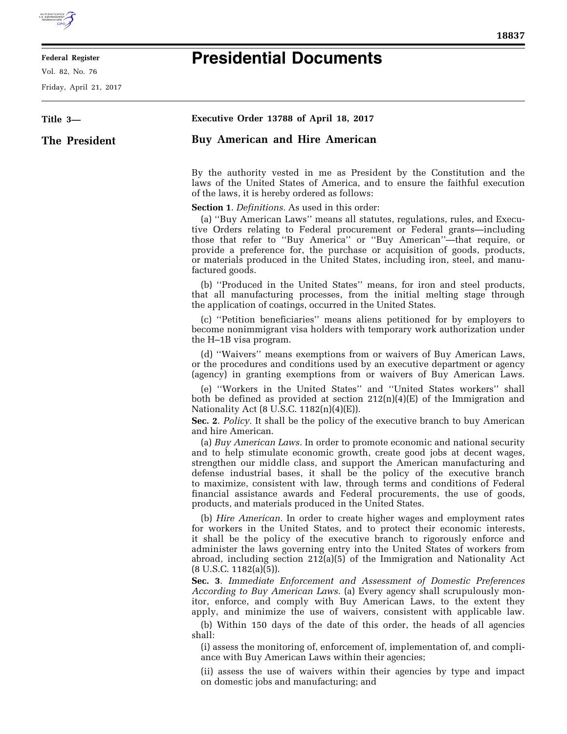# Presidential Documents

**Title 3—**

**The President**

**Executive Order 13788 of April 18, 2017**

## Buy American and Hire American

By the authority vested in me as President by the Constitution and the laws of the United States of America, and to ensure the faithful execution of the laws, it is hereby ordered as follows:

**Section 1**. *Definitions.* As used in this order:

(a) ''Buy American Laws'' means all statutes, regulations, rules, and Executive Orders relating to Federal procurement or Federal grants—including those that refer to ''Buy America'' or ''Buy American''—that require, or provide a preference for, the purchase or acquisition of goods, products, or materials produced in the United States, including iron, steel, and manufactured goods.

(b) ''Produced in the United States'' means, for iron and steel products, that all manufacturing processes, from the initial melting stage through the application of coatings, occurred in the United States.

(c) ''Petition beneficiaries'' means aliens petitioned for by employers to become nonimmigrant visa holders with temporary work authorization under the H–1B visa program.

(d) ''Waivers'' means exemptions from or waivers of Buy American Laws, or the procedures and conditions used by an executive department or agency (agency) in granting exemptions from or waivers of Buy American Laws.

(e) ''Workers in the United States'' and ''United States workers'' shall both be defined as provided at section 212(n)(4)(E) of the Immigration and Nationality Act (8 U.S.C. 1182(n)(4)(E)).

**Sec. 2**. *Policy.* It shall be the policy of the executive branch to buy American and hire American.

(a) *Buy American Laws.* In order to promote economic and national security and to help stimulate economic growth, create good jobs at decent wages, strengthen our middle class, and support the American manufacturing and defense industrial bases, it shall be the policy of the executive branch to maximize, consistent with law, through terms and conditions of Federal financial assistance awards and Federal procurements, the use of goods, products, and materials produced in the United States.

(b) *Hire American.* In order to create higher wages and employment rates for workers in the United States, and to protect their economic interests, it shall be the policy of the executive branch to rigorously enforce and administer the laws governing entry into the United States of workers from abroad, including section 212(a)(5) of the Immigration and Nationality Act (8 U.S.C. 1182(a)(5)).

**Sec. 3**. *Immediate Enforcement and Assessment of Domestic Preferences According to Buy American Laws.* (a) Every agency shall scrupulously monitor, enforce, and comply with Buy American Laws, to the extent they apply, and minimize the use of waivers, consistent with applicable law.

(b) Within 150 days of the date of this order, the heads of all agencies shall:

(i) assess the monitoring of, enforcement of, implementation of, and compliance with Buy American Laws within their agencies;

(ii) assess the use of waivers within their agencies by type and impact on domestic jobs and manufacturing; and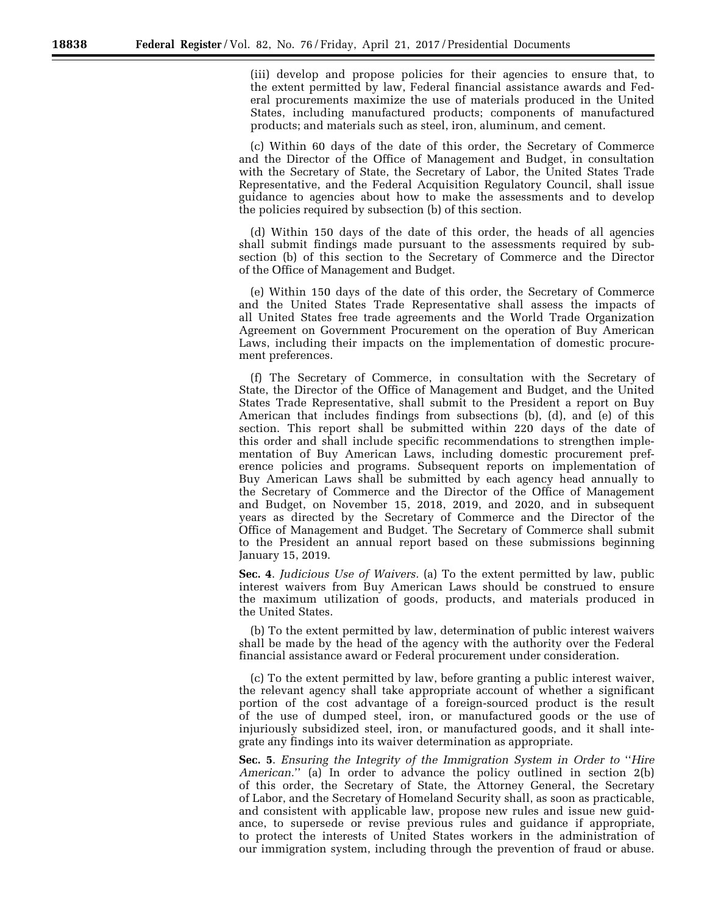(iii) develop and propose policies for their agencies to ensure that, to the extent permitted by law, Federal financial assistance awards and Federal procurements maximize the use of materials produced in the United States, including manufactured products; components of manufactured products; and materials such as steel, iron, aluminum, and cement.

(c) Within 60 days of the date of this order, the Secretary of Commerce and the Director of the Office of Management and Budget, in consultation with the Secretary of State, the Secretary of Labor, the United States Trade Representative, and the Federal Acquisition Regulatory Council, shall issue guidance to agencies about how to make the assessments and to develop the policies required by subsection (b) of this section.

(d) Within 150 days of the date of this order, the heads of all agencies shall submit findings made pursuant to the assessments required by subsection (b) of this section to the Secretary of Commerce and the Director of the Office of Management and Budget.

(e) Within 150 days of the date of this order, the Secretary of Commerce and the United States Trade Representative shall assess the impacts of all United States free trade agreements and the World Trade Organization Agreement on Government Procurement on the operation of Buy American Laws, including their impacts on the implementation of domestic procurement preferences.

(f) The Secretary of Commerce, in consultation with the Secretary of State, the Director of the Office of Management and Budget, and the United States Trade Representative, shall submit to the President a report on Buy American that includes findings from subsections (b), (d), and (e) of this section. This report shall be submitted within 220 days of the date of this order and shall include specific recommendations to strengthen implementation of Buy American Laws, including domestic procurement preference policies and programs. Subsequent reports on implementation of Buy American Laws shall be submitted by each agency head annually to the Secretary of Commerce and the Director of the Office of Management and Budget, on November 15, 2018, 2019, and 2020, and in subsequent years as directed by the Secretary of Commerce and the Director of the Office of Management and Budget. The Secretary of Commerce shall submit to the President an annual report based on these submissions beginning January 15, 2019.

**Sec. 4**. *Judicious Use of Waivers.* (a) To the extent permitted by law, public interest waivers from Buy American Laws should be construed to ensure the maximum utilization of goods, products, and materials produced in the United States.

(b) To the extent permitted by law, determination of public interest waivers shall be made by the head of the agency with the authority over the Federal financial assistance award or Federal procurement under consideration.

(c) To the extent permitted by law, before granting a public interest waiver, the relevant agency shall take appropriate account of whether a significant portion of the cost advantage of a foreign-sourced product is the result of the use of dumped steel, iron, or manufactured goods or the use of injuriously subsidized steel, iron, or manufactured goods, and it shall integrate any findings into its waiver determination as appropriate.

**Sec. 5**. *Ensuring the Integrity of the Immigration System in Order to "Hire American."* (a) In order to advance the policy outlined in section 2(b) of this order, the Secretary of State, the Attorney General, the Secretary of Labor, and the Secretary of Homeland Security shall, as soon as practicable, and consistent with applicable law, propose new rules and issue new guidance, to supersede or revise previous rules and guidance if appropriate, to protect the interests of United States workers in the administration of our immigration system, including through the prevention of fraud or abuse.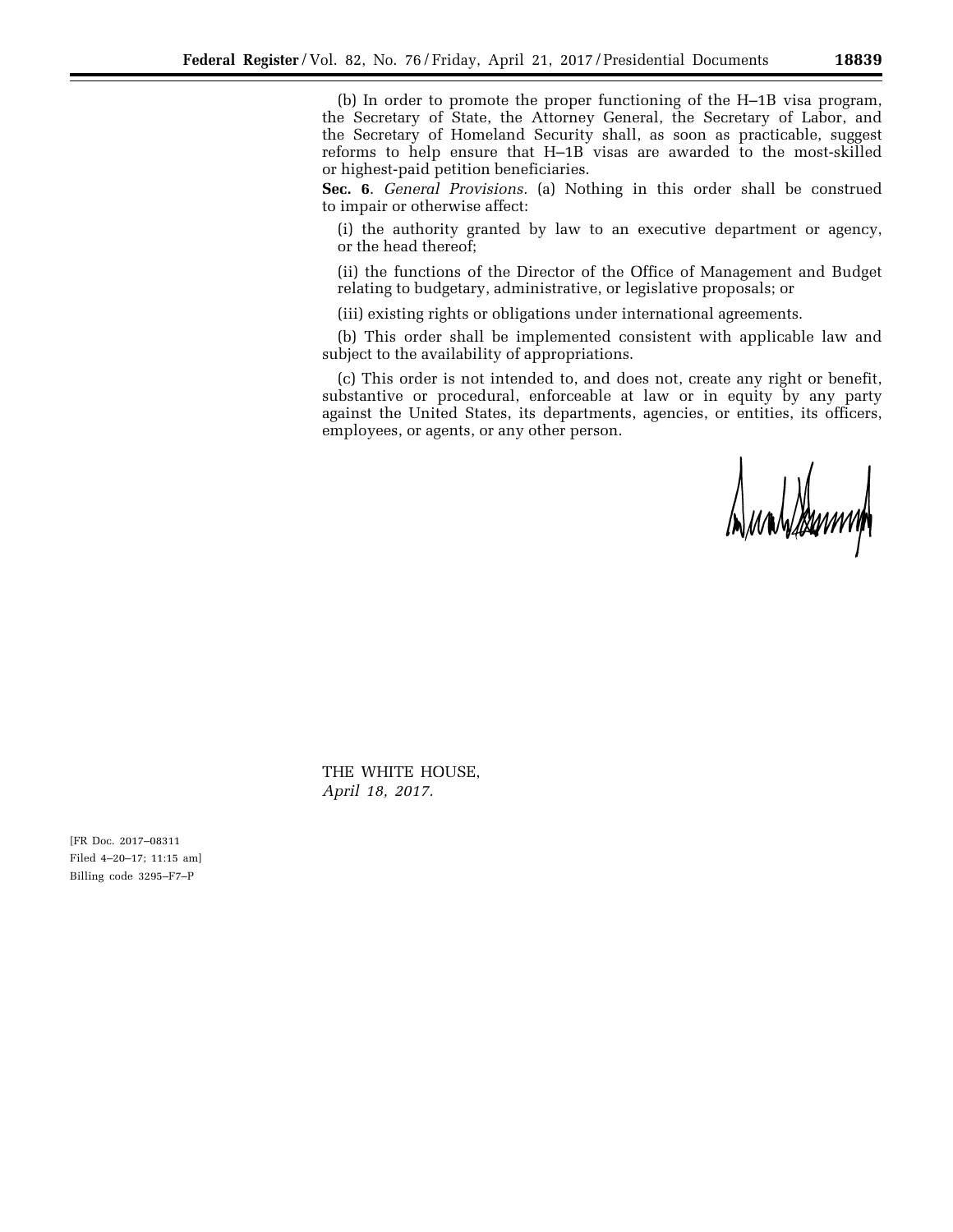(b) In order to promote the proper functioning of the H–1B visa program, the Secretary of State, the Attorney General, the Secretary of Labor, and the Secretary of Homeland Security shall, as soon as practicable, suggest reforms to help ensure that H–1B visas are awarded to the most-skilled or highest-paid petition beneficiaries.

**Sec. 6**. *General Provisions.* (a) Nothing in this order shall be construed to impair or otherwise affect:

(i) the authority granted by law to an executive department or agency, or the head thereof;

(ii) the functions of the Director of the Office of Management and Budget relating to budgetary, administrative, or legislative proposals; or

(iii) existing rights or obligations under international agreements.

(b) This order shall be implemented consistent with applicable law and subject to the availability of appropriations.

(c) This order is not intended to, and does not, create any right or benefit, substantive or procedural, enforceable at law or in equity by any party against the United States, its departments, agencies, or entities, its officers, employees, or agents, or any other person.

THE WHITE HOUSE,
*April 18, 2017.*

[FR Doc. 2017–08311
Filed 4–20–17; 11:15 am]
Billing code 3295–F7–P